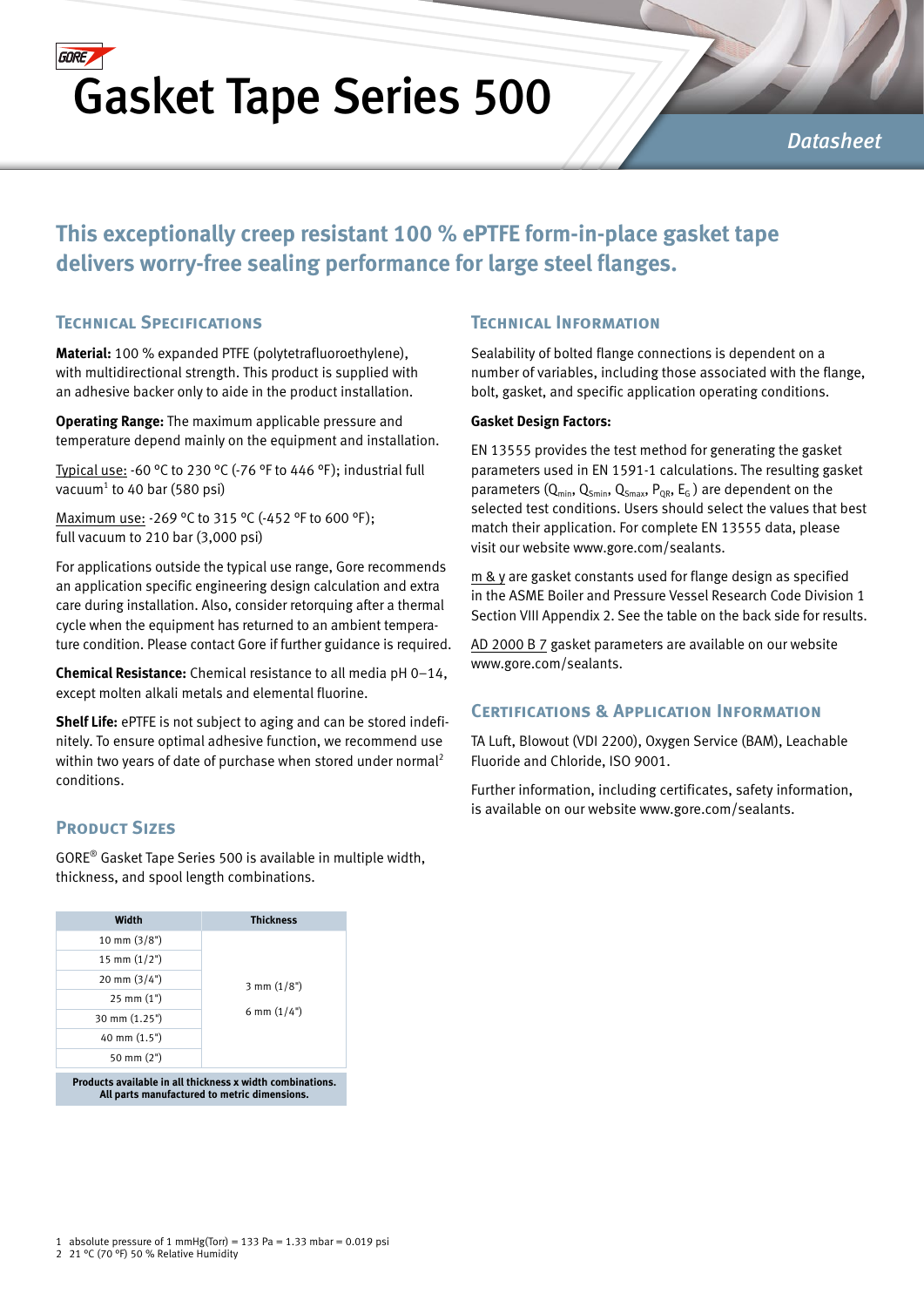# Gasket Tape Series 500

*Datasheet*

## This exceptionally creep resistant 100 % ePTFE form-in-place gasket tape delivers worry-free sealing performance for large steel flanges.

### Technical Specifications

**Material:** 100 % expanded PTFE (polytetrafluoroethylene), with multidirectional strength. This product is supplied with an adhesive backer only to aide in the product installation.

**Operating Range:** The maximum applicable pressure and temperature depend mainly on the equipment and installation.

Typical use: -60 °C to 230 °C (-76 °F to 446 °F); industrial full vacuum[1] to 40 bar (580 psi)

Maximum use: -269 °C to 315 °C (-452 °F to 600 °F); full vacuum to 210 bar (3,000 psi)

For applications outside the typical use range, Gore recommends an application specific engineering design calculation and extra care during installation. Also, consider retorquing after a thermal cycle when the equipment has returned to an ambient temperature condition. Please contact Gore if further guidance is required.

**Chemical Resistance:** Chemical resistance to all media pH 0–14, except molten alkali metals and elemental fluorine.

**Shelf Life:** ePTFE is not subject to aging and can be stored indefinitely. To ensure optimal adhesive function, we recommend use within two years of date of purchase when stored under normal[2] conditions.

### Product Sizes

GORE® Gasket Tape Series 500 is available in multiple width, thickness, and spool length combinations.

| Width | Thickness |
|---|---|
| 10 mm (3/8") | 3 mm (1/8") <br> 6 mm (1/4") |
| 15 mm (1/2") | |
| 20 mm (3/4") | |
| 25 mm (1") | |
| 30 mm (1.25") | |
| 40 mm (1.5") | |
| 50 mm (2") | |

**Products available in all thickness x width combinations. All parts manufactured to metric dimensions.**

### Technical Information

Sealability of bolted flange connections is dependent on a number of variables, including those associated with the flange, bolt, gasket, and specific application operating conditions.

**Gasket Design Factors:**

EN 13555 provides the test method for generating the gasket parameters used in EN 1591-1 calculations. The resulting gasket parameters ($Q_{min}$, $Q_{Smin}$, $Q_{Smax}$, $P_{QR}$, $E_G$) are dependent on the selected test conditions. Users should select the values that best match their application. For complete EN 13555 data, please visit our website www.gore.com/sealants.

m & y are gasket constants used for flange design as specified in the ASME Boiler and Pressure Vessel Research Code Division 1 Section VIII Appendix 2. See the table on the back side for results.

AD 2000 B 7 gasket parameters are available on our website www.gore.com/sealants.

### Certifications & Application Information

TA Luft, Blowout (VDI 2200), Oxygen Service (BAM), Leachable Fluoride and Chloride, ISO 9001.

Further information, including certificates, safety information, is available on our website www.gore.com/sealants.

1 absolute pressure of 1 mmHg(Torr) = 133 Pa = 1.33 mbar = 0.019 psi
2 21 °C (70 °F) 50 % Relative Humidity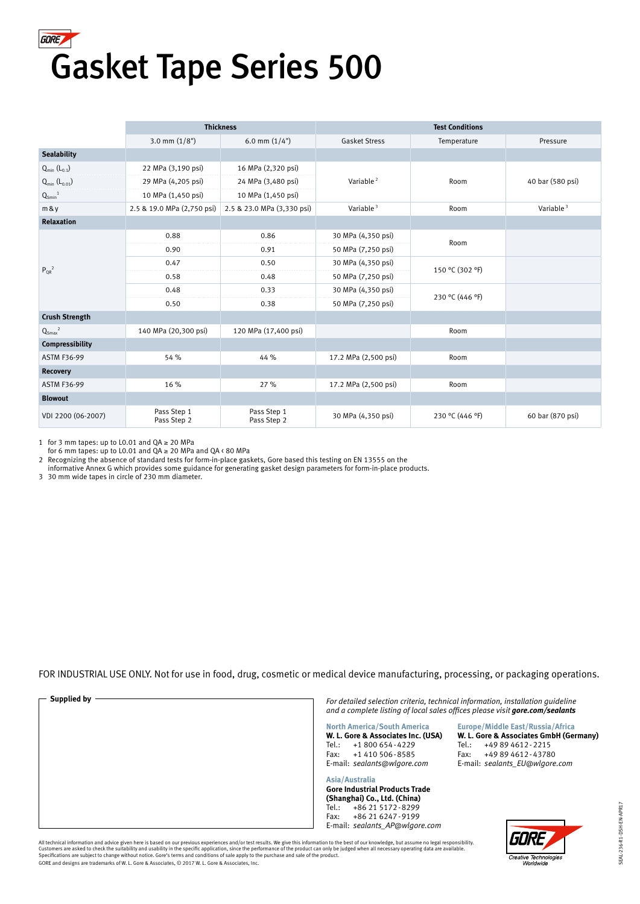# Gasket Tape Series 500

| | Thickness | | Test Conditions | | |
|---|---|---|---|---|---|
| | 3.0 mm (1/8") | 6.0 mm (1/4") | Gasket Stress | Temperature | Pressure |
| **Sealability** | | | | | |
| $Q_{min}$ ($L_{0.1}$) | 22 MPa (3,190 psi) | 16 MPa (2,320 psi) | Variable [2] | Room | 40 bar (580 psi) |
| $Q_{min}$ ($L_{0.01}$) | 29 MPa (4,205 psi) | 24 MPa (3,480 psi) | Variable [2] | Room | 40 bar (580 psi) |
| $Q_{Smin}$ [1] | 10 MPa (1,450 psi) | 10 MPa (1,450 psi) | Variable [2] | Room | 40 bar (580 psi) |
| m & y | 2.5 & 19.0 MPa (2,750 psi) | 2.5 & 23.0 MPa (3,330 psi) | Variable [3] | Room | Variable [3] |
| **Relaxation** | | | | | |
| $P_{QR}$ [2] | 0.88 | 0.86 | 30 MPa (4,350 psi) | Room | |
| | 0.90 | 0.91 | 50 MPa (7,250 psi) | Room | |
| | 0.47 | 0.50 | 30 MPa (4,350 psi) | 150 °C (302 °F) | |
| | 0.58 | 0.48 | 50 MPa (7,250 psi) | 150 °C (302 °F) | |
| | 0.48 | 0.33 | 30 MPa (4,350 psi) | 230 °C (446 °F) | |
| | 0.50 | 0.38 | 50 MPa (7,250 psi) | 230 °C (446 °F) | |
| **Crush Strength** | | | | | |
| $Q_{Smax}$ [2] | 140 MPa (20,300 psi) | 120 MPa (17,400 psi) | | Room | |
| **Compressibility** | | | | | |
| ASTM F36-99 | 54 % | 44 % | 17.2 MPa (2,500 psi) | Room | |
| **Recovery** | | | | | |
| ASTM F36-99 | 16 % | 27 % | 17.2 MPa (2,500 psi) | Room | |
| **Blowout** | | | | | |
| VDI 2200 (06-2007) | Pass Step 1<br>Pass Step 2 | Pass Step 1<br>Pass Step 2 | 30 MPa (4,350 psi) | 230 °C (446 °F) | 60 bar (870 psi) |

1 for 3 mm tapes: up to L0.01 and QA ≥ 20 MPa
for 6 mm tapes: up to L0.01 and QA ≥ 20 MPa and QA ‹ 80 MPa

2 Recognizing the absence of standard tests for form-in-place gaskets, Gore based this testing on EN 13555 on the informative Annex G which provides some guidance for generating gasket design parameters for form-in-place products.

3 30 mm wide tapes in circle of 230 mm diameter.

FOR INDUSTRIAL USE ONLY. Not for use in food, drug, cosmetic or medical device manufacturing, processing, or packaging operations.

**Supplied by**

*For detailed selection criteria, technical information, installation guideline and a complete listing of local sales offices please visit* ***gore.com/sealants***

**North America/South America**
**W. L. Gore & Associates Inc. (USA)**
Tel.: +1 800 654-4229
Fax: +1 410 506-8585
E-mail: *sealants@wlgore.com*

**Europe/Middle East/Russia/Africa**
**W. L. Gore & Associates GmbH (Germany)**
Tel.: +49 89 4612-2215
Fax: +49 89 4612-43780
E-mail: *sealants_EU@wlgore.com*

**Asia/Australia**
**Gore Industrial Products Trade (Shanghai) Co., Ltd. (China)**
Tel.: +86 21 5172-8299
Fax: +86 21 6247-9199
E-mail: *sealants_AP@wlgore.com*

All technical information and advice given here is based on our previous experiences and/or test results. We give this information to the best of our knowledge, but assume no legal responsibility. Customers are asked to check the suitability and usability in the specific application, since the performance of the product can only be judged when all necessary operating data are available. Specifications are subject to change without notice. Gore's terms and conditions of sale apply to the purchase and sale of the product.

GORE and designs are trademarks of W. L. Gore & Associates, © 2017 W. L. Gore & Associates, Inc.

GORE Creative Technologies Worldwide

SEAL-236-R1-DSH-EN-APR17